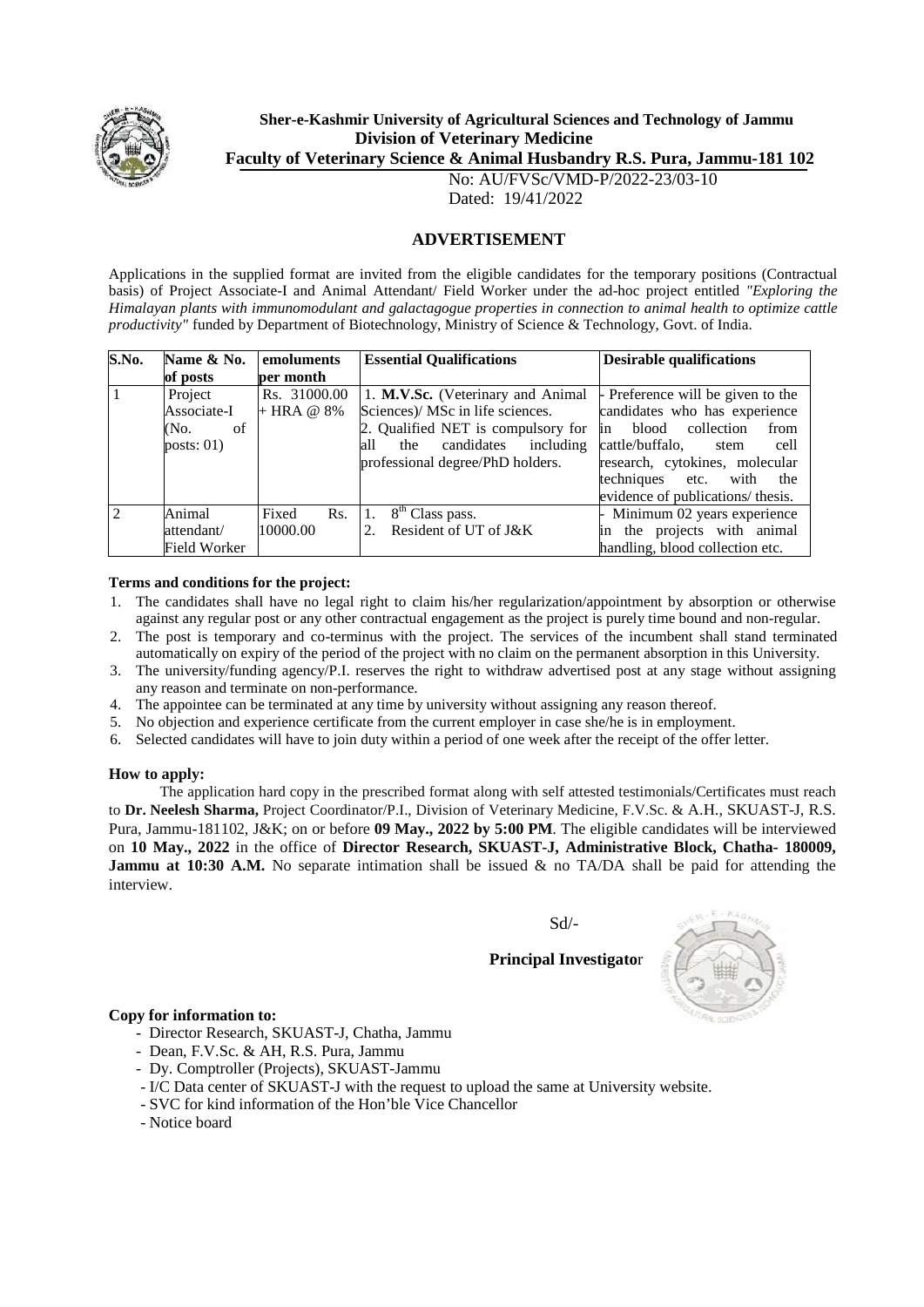**Sher-e-Kashmir University of Agricultural Sciences and Technology of Jammu**
**Division of Veterinary Medicine**
**Faculty of Veterinary Science & Animal Husbandry R.S. Pura, Jammu-181 102**

No: AU/FVSc/VMD-P/2022-23/03-10
Dated: 19/41/2022

## ADVERTISEMENT

Applications in the supplied format are invited from the eligible candidates for the temporary positions (Contractual basis) of Project Associate-I and Animal Attendant/ Field Worker under the ad-hoc project entitled *"Exploring the Himalayan plants with immunomodulant and galactagogue properties in connection to animal health to optimize cattle productivity"* funded by Department of Biotechnology, Ministry of Science & Technology, Govt. of India.

| S.No. | Name & No. of posts | emoluments per month | Essential Qualifications | Desirable qualifications |
|---|---|---|---|---|
| 1 | Project Associate-I (No. of posts: 01) | Rs. 31000.00 + HRA @ 8% | 1. **M.V.Sc.** (Veterinary and Animal Sciences)/ MSc in life sciences. 2. Qualified NET is compulsory for all the candidates including professional degree/PhD holders. | - Preference will be given to the candidates who has experience in blood collection from cattle/buffalo, stem cell research, cytokines, molecular techniques etc. with the evidence of publications/ thesis. |
| 2 | Animal attendant/ Field Worker | Fixed Rs. 10000.00 | 1. 8th Class pass. 2. Resident of UT of J&K | - Minimum 02 years experience in the projects with animal handling, blood collection etc. |

**Terms and conditions for the project:**

1. The candidates shall have no legal right to claim his/her regularization/appointment by absorption or otherwise against any regular post or any other contractual engagement as the project is purely time bound and non-regular.
2. The post is temporary and co-terminus with the project. The services of the incumbent shall stand terminated automatically on expiry of the period of the project with no claim on the permanent absorption in this University.
3. The university/funding agency/P.I. reserves the right to withdraw advertised post at any stage without assigning any reason and terminate on non-performance.
4. The appointee can be terminated at any time by university without assigning any reason thereof.
5. No objection and experience certificate from the current employer in case she/he is in employment.
6. Selected candidates will have to join duty within a period of one week after the receipt of the offer letter.

**How to apply:**

The application hard copy in the prescribed format along with self attested testimonials/Certificates must reach to **Dr. Neelesh Sharma,** Project Coordinator/P.I., Division of Veterinary Medicine, F.V.Sc. & A.H., SKUAST-J, R.S. Pura, Jammu-181102, J&K; on or before **09 May., 2022 by 5:00 PM**. The eligible candidates will be interviewed on **10 May., 2022** in the office of **Director Research, SKUAST-J, Administrative Block, Chatha- 180009, Jammu at 10:30 A.M.** No separate intimation shall be issued & no TA/DA shall be paid for attending the interview.

Sd/-

**Principal Investigator**

**Copy for information to:**

- Director Research, SKUAST-J, Chatha, Jammu
- Dean, F.V.Sc. & AH, R.S. Pura, Jammu
- Dy. Comptroller (Projects), SKUAST-Jammu
- I/C Data center of SKUAST-J with the request to upload the same at University website.
- SVC for kind information of the Hon'ble Vice Chancellor
- Notice board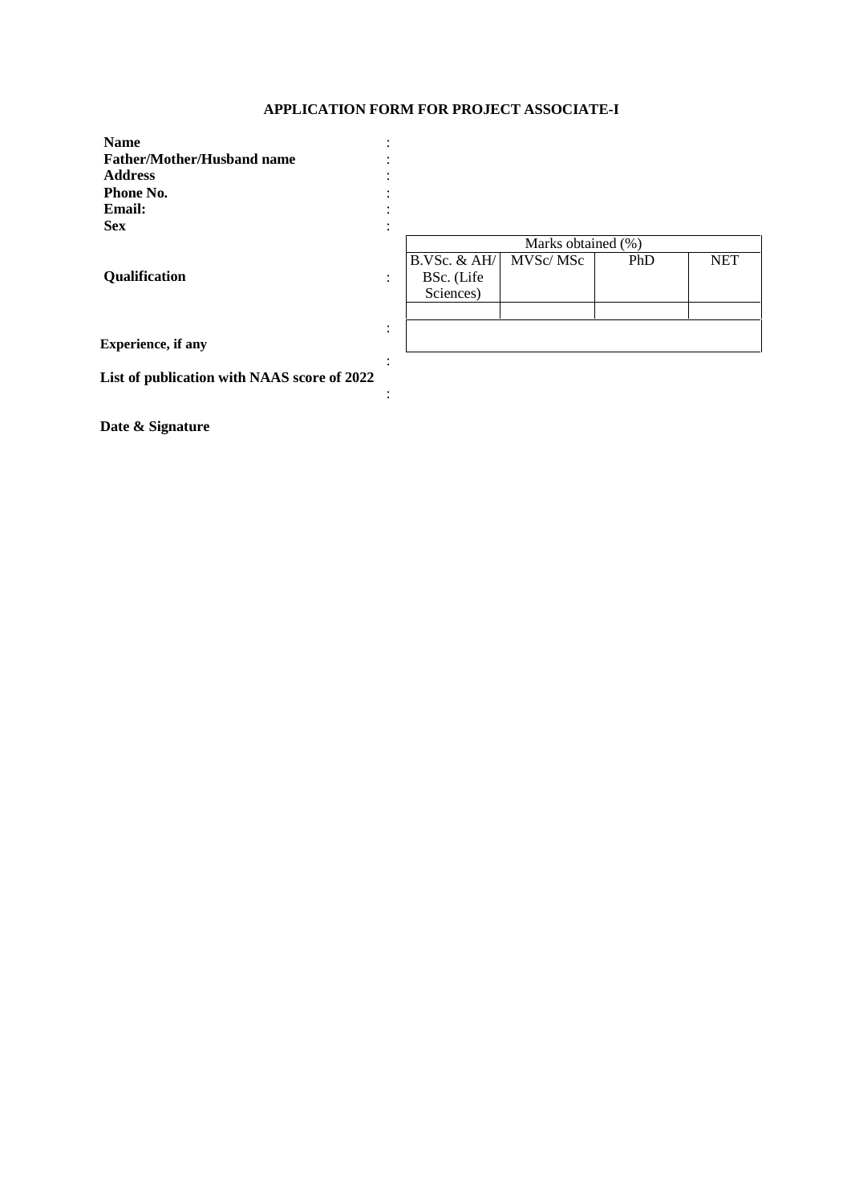**APPLICATION FORM FOR PROJECT ASSOCIATE-I**

**Name** :

**Father/Mother/Husband name** :

**Address** :

**Phone No.** :

**Email:** :

**Sex** :

**Qualification** :

| Marks obtained (%) | | | |
|---|---|---|---|
| B.VSc. & AH/ BSc. (Life Sciences) | MVSc/ MSc | PhD | NET |
| | | | |

**Experience, if any** :

**List of publication with NAAS score of 2022** :

**Date & Signature**